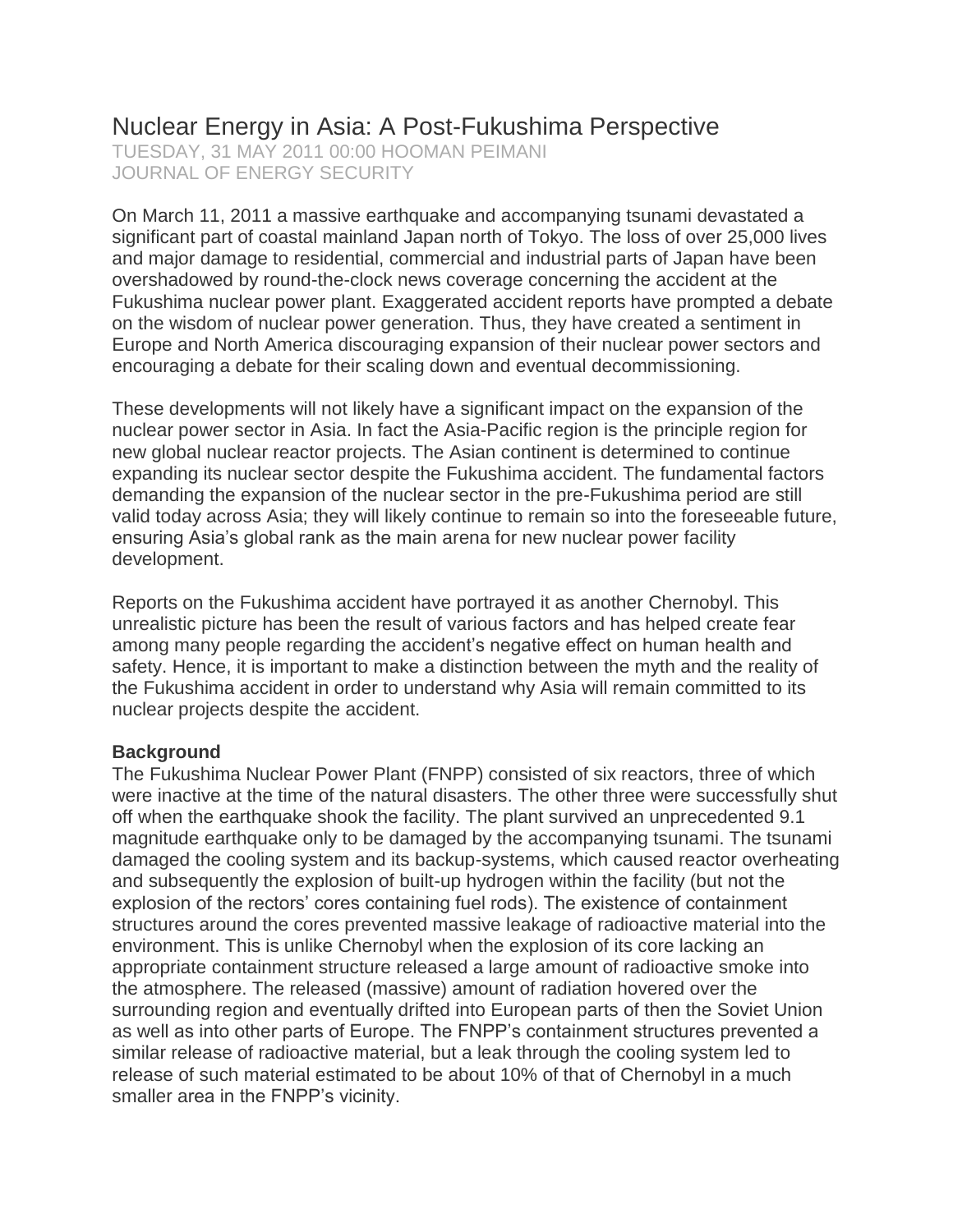# Nuclear Energy in Asia: A Post-Fukushima Perspective

TUESDAY, 31 MAY 2011 00:00 HOOMAN PEIMANI
JOURNAL OF ENERGY SECURITY

On March 11, 2011 a massive earthquake and accompanying tsunami devastated a significant part of coastal mainland Japan north of Tokyo. The loss of over 25,000 lives and major damage to residential, commercial and industrial parts of Japan have been overshadowed by round-the-clock news coverage concerning the accident at the Fukushima nuclear power plant. Exaggerated accident reports have prompted a debate on the wisdom of nuclear power generation. Thus, they have created a sentiment in Europe and North America discouraging expansion of their nuclear power sectors and encouraging a debate for their scaling down and eventual decommissioning.

These developments will not likely have a significant impact on the expansion of the nuclear power sector in Asia. In fact the Asia-Pacific region is the principle region for new global nuclear reactor projects. The Asian continent is determined to continue expanding its nuclear sector despite the Fukushima accident. The fundamental factors demanding the expansion of the nuclear sector in the pre-Fukushima period are still valid today across Asia; they will likely continue to remain so into the foreseeable future, ensuring Asia's global rank as the main arena for new nuclear power facility development.

Reports on the Fukushima accident have portrayed it as another Chernobyl. This unrealistic picture has been the result of various factors and has helped create fear among many people regarding the accident's negative effect on human health and safety. Hence, it is important to make a distinction between the myth and the reality of the Fukushima accident in order to understand why Asia will remain committed to its nuclear projects despite the accident.

**Background**

The Fukushima Nuclear Power Plant (FNPP) consisted of six reactors, three of which were inactive at the time of the natural disasters. The other three were successfully shut off when the earthquake shook the facility. The plant survived an unprecedented 9.1 magnitude earthquake only to be damaged by the accompanying tsunami. The tsunami damaged the cooling system and its backup-systems, which caused reactor overheating and subsequently the explosion of built-up hydrogen within the facility (but not the explosion of the rectors' cores containing fuel rods). The existence of containment structures around the cores prevented massive leakage of radioactive material into the environment. This is unlike Chernobyl when the explosion of its core lacking an appropriate containment structure released a large amount of radioactive smoke into the atmosphere. The released (massive) amount of radiation hovered over the surrounding region and eventually drifted into European parts of then the Soviet Union as well as into other parts of Europe. The FNPP's containment structures prevented a similar release of radioactive material, but a leak through the cooling system led to release of such material estimated to be about 10% of that of Chernobyl in a much smaller area in the FNPP's vicinity.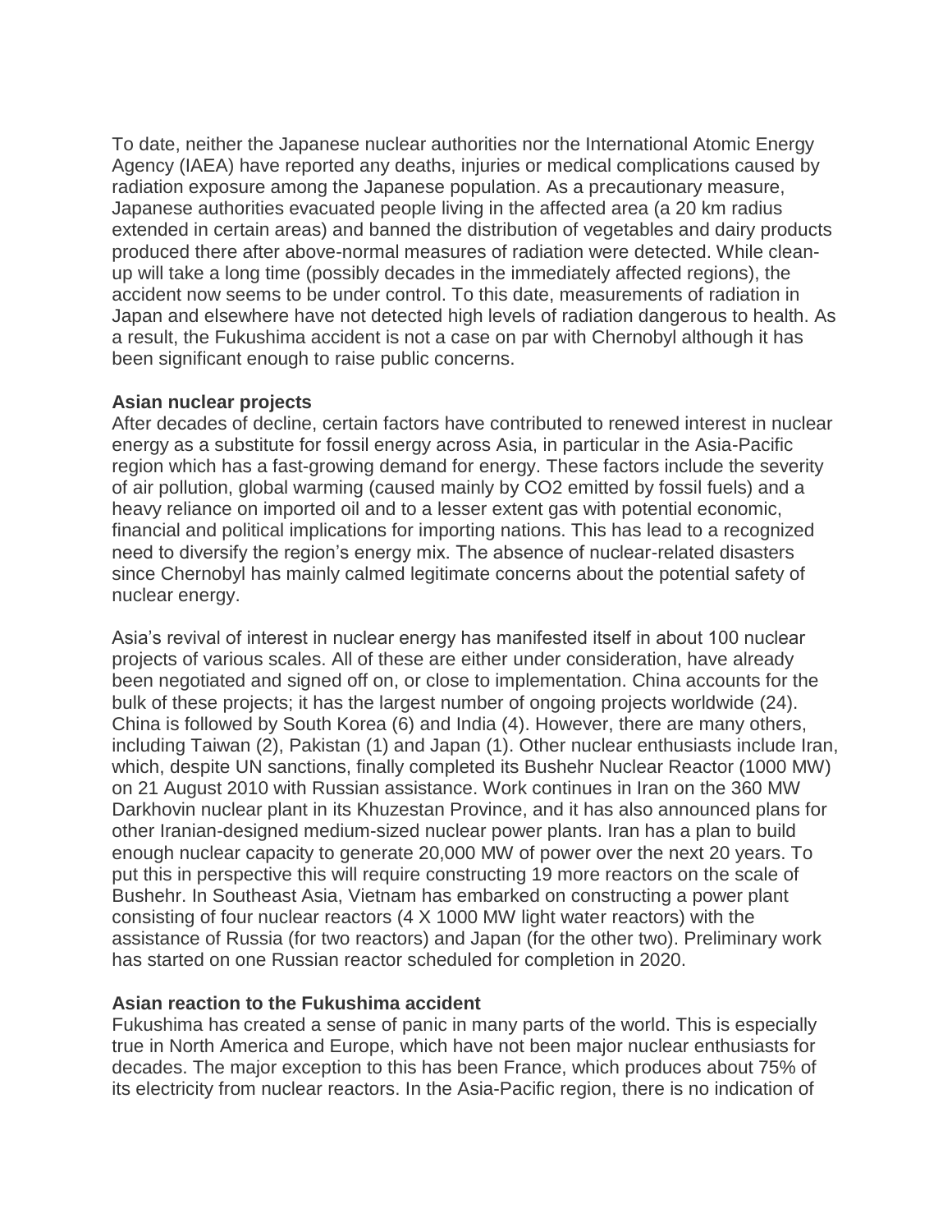To date, neither the Japanese nuclear authorities nor the International Atomic Energy Agency (IAEA) have reported any deaths, injuries or medical complications caused by radiation exposure among the Japanese population. As a precautionary measure, Japanese authorities evacuated people living in the affected area (a 20 km radius extended in certain areas) and banned the distribution of vegetables and dairy products produced there after above-normal measures of radiation were detected. While clean-up will take a long time (possibly decades in the immediately affected regions), the accident now seems to be under control. To this date, measurements of radiation in Japan and elsewhere have not detected high levels of radiation dangerous to health. As a result, the Fukushima accident is not a case on par with Chernobyl although it has been significant enough to raise public concerns.

**Asian nuclear projects**

After decades of decline, certain factors have contributed to renewed interest in nuclear energy as a substitute for fossil energy across Asia, in particular in the Asia-Pacific region which has a fast-growing demand for energy. These factors include the severity of air pollution, global warming (caused mainly by $CO_2$ emitted by fossil fuels) and a heavy reliance on imported oil and to a lesser extent gas with potential economic, financial and political implications for importing nations. This has lead to a recognized need to diversify the region's energy mix. The absence of nuclear-related disasters since Chernobyl has mainly calmed legitimate concerns about the potential safety of nuclear energy.

Asia's revival of interest in nuclear energy has manifested itself in about 100 nuclear projects of various scales. All of these are either under consideration, have already been negotiated and signed off on, or close to implementation. China accounts for the bulk of these projects; it has the largest number of ongoing projects worldwide (24). China is followed by South Korea (6) and India (4). However, there are many others, including Taiwan (2), Pakistan (1) and Japan (1). Other nuclear enthusiasts include Iran, which, despite UN sanctions, finally completed its Bushehr Nuclear Reactor (1000 MW) on 21 August 2010 with Russian assistance. Work continues in Iran on the 360 MW Darkhovin nuclear plant in its Khuzestan Province, and it has also announced plans for other Iranian-designed medium-sized nuclear power plants. Iran has a plan to build enough nuclear capacity to generate 20,000 MW of power over the next 20 years. To put this in perspective this will require constructing 19 more reactors on the scale of Bushehr. In Southeast Asia, Vietnam has embarked on constructing a power plant consisting of four nuclear reactors (4 X 1000 MW light water reactors) with the assistance of Russia (for two reactors) and Japan (for the other two). Preliminary work has started on one Russian reactor scheduled for completion in 2020.

**Asian reaction to the Fukushima accident**

Fukushima has created a sense of panic in many parts of the world. This is especially true in North America and Europe, which have not been major nuclear enthusiasts for decades. The major exception to this has been France, which produces about 75% of its electricity from nuclear reactors. In the Asia-Pacific region, there is no indication of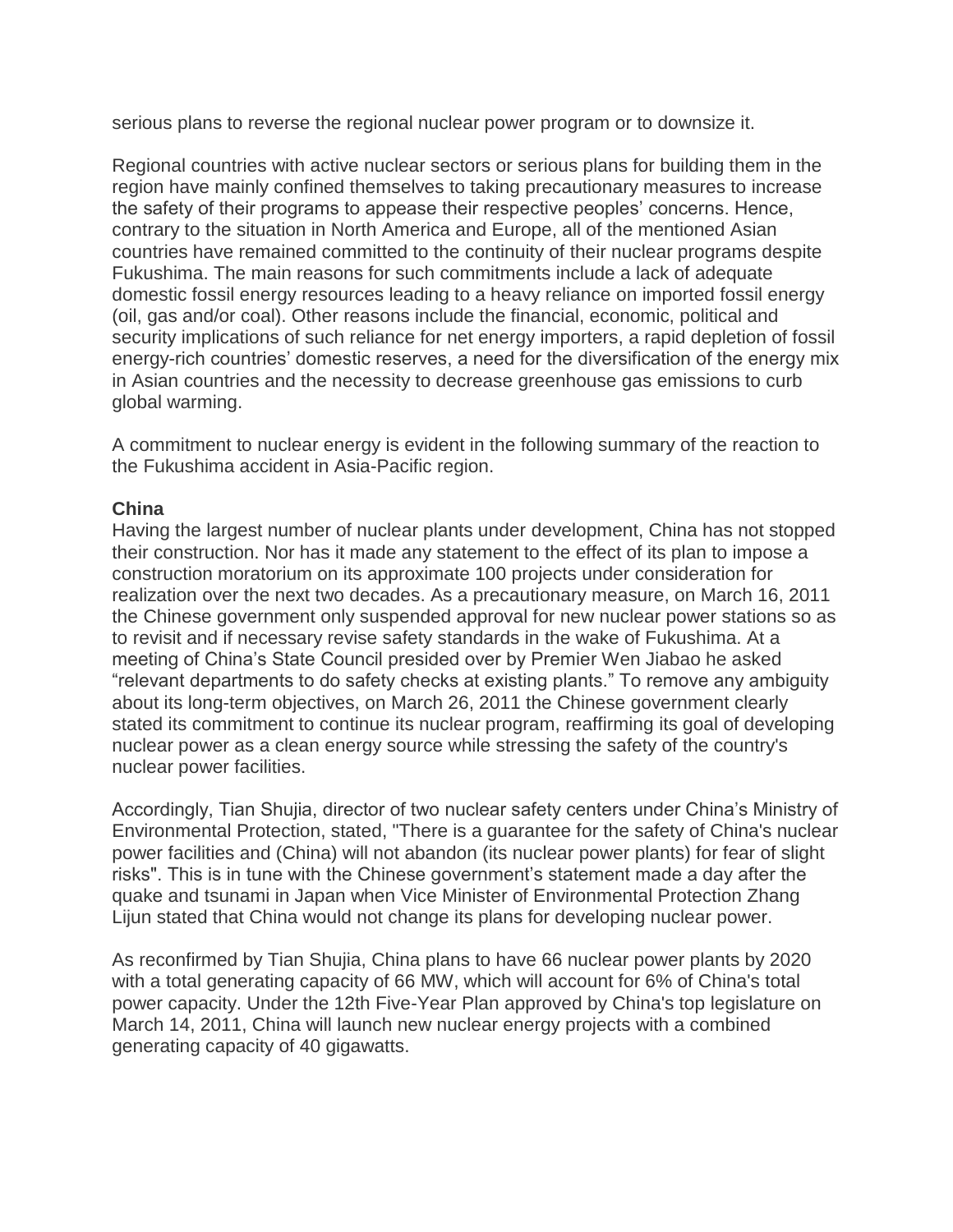serious plans to reverse the regional nuclear power program or to downsize it.

Regional countries with active nuclear sectors or serious plans for building them in the region have mainly confined themselves to taking precautionary measures to increase the safety of their programs to appease their respective peoples' concerns. Hence, contrary to the situation in North America and Europe, all of the mentioned Asian countries have remained committed to the continuity of their nuclear programs despite Fukushima. The main reasons for such commitments include a lack of adequate domestic fossil energy resources leading to a heavy reliance on imported fossil energy (oil, gas and/or coal). Other reasons include the financial, economic, political and security implications of such reliance for net energy importers, a rapid depletion of fossil energy-rich countries' domestic reserves, a need for the diversification of the energy mix in Asian countries and the necessity to decrease greenhouse gas emissions to curb global warming.

A commitment to nuclear energy is evident in the following summary of the reaction to the Fukushima accident in Asia-Pacific region.

**China**

Having the largest number of nuclear plants under development, China has not stopped their construction. Nor has it made any statement to the effect of its plan to impose a construction moratorium on its approximate 100 projects under consideration for realization over the next two decades. As a precautionary measure, on March 16, 2011 the Chinese government only suspended approval for new nuclear power stations so as to revisit and if necessary revise safety standards in the wake of Fukushima. At a meeting of China's State Council presided over by Premier Wen Jiabao he asked "relevant departments to do safety checks at existing plants." To remove any ambiguity about its long-term objectives, on March 26, 2011 the Chinese government clearly stated its commitment to continue its nuclear program, reaffirming its goal of developing nuclear power as a clean energy source while stressing the safety of the country's nuclear power facilities.

Accordingly, Tian Shujia, director of two nuclear safety centers under China's Ministry of Environmental Protection, stated, "There is a guarantee for the safety of China's nuclear power facilities and (China) will not abandon (its nuclear power plants) for fear of slight risks". This is in tune with the Chinese government's statement made a day after the quake and tsunami in Japan when Vice Minister of Environmental Protection Zhang Lijun stated that China would not change its plans for developing nuclear power.

As reconfirmed by Tian Shujia, China plans to have 66 nuclear power plants by 2020 with a total generating capacity of 66 MW, which will account for 6% of China's total power capacity. Under the 12th Five-Year Plan approved by China's top legislature on March 14, 2011, China will launch new nuclear energy projects with a combined generating capacity of 40 gigawatts.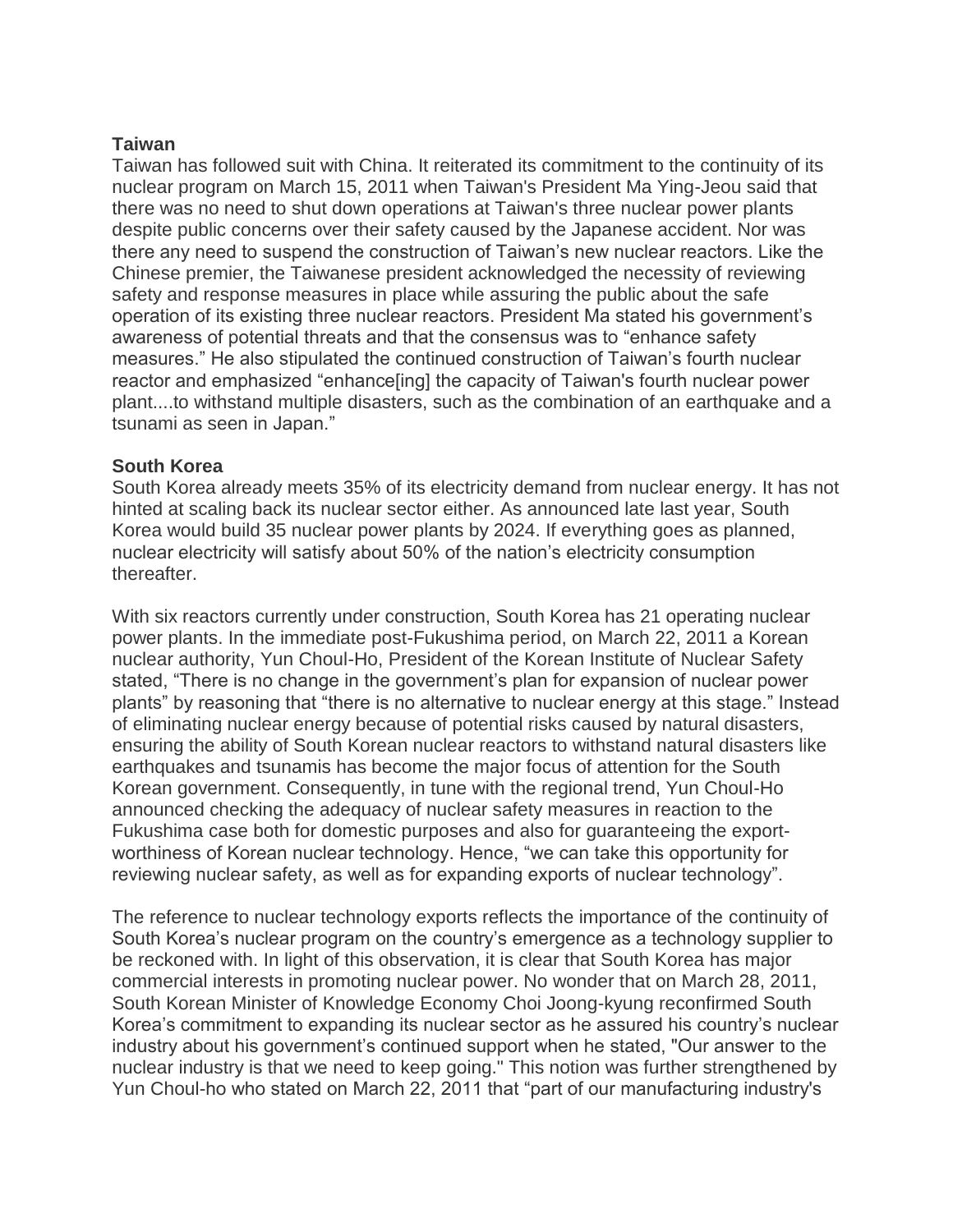**Taiwan**

Taiwan has followed suit with China. It reiterated its commitment to the continuity of its nuclear program on March 15, 2011 when Taiwan's President Ma Ying-Jeou said that there was no need to shut down operations at Taiwan's three nuclear power plants despite public concerns over their safety caused by the Japanese accident. Nor was there any need to suspend the construction of Taiwan's new nuclear reactors. Like the Chinese premier, the Taiwanese president acknowledged the necessity of reviewing safety and response measures in place while assuring the public about the safe operation of its existing three nuclear reactors. President Ma stated his government's awareness of potential threats and that the consensus was to "enhance safety measures." He also stipulated the continued construction of Taiwan's fourth nuclear reactor and emphasized "enhance[ing] the capacity of Taiwan's fourth nuclear power plant....to withstand multiple disasters, such as the combination of an earthquake and a tsunami as seen in Japan."

**South Korea**

South Korea already meets 35% of its electricity demand from nuclear energy. It has not hinted at scaling back its nuclear sector either. As announced late last year, South Korea would build 35 nuclear power plants by 2024. If everything goes as planned, nuclear electricity will satisfy about 50% of the nation's electricity consumption thereafter.

With six reactors currently under construction, South Korea has 21 operating nuclear power plants. In the immediate post-Fukushima period, on March 22, 2011 a Korean nuclear authority, Yun Choul-Ho, President of the Korean Institute of Nuclear Safety stated, "There is no change in the government's plan for expansion of nuclear power plants" by reasoning that "there is no alternative to nuclear energy at this stage." Instead of eliminating nuclear energy because of potential risks caused by natural disasters, ensuring the ability of South Korean nuclear reactors to withstand natural disasters like earthquakes and tsunamis has become the major focus of attention for the South Korean government. Consequently, in tune with the regional trend, Yun Choul-Ho announced checking the adequacy of nuclear safety measures in reaction to the Fukushima case both for domestic purposes and also for guaranteeing the export-worthiness of Korean nuclear technology. Hence, "we can take this opportunity for reviewing nuclear safety, as well as for expanding exports of nuclear technology".

The reference to nuclear technology exports reflects the importance of the continuity of South Korea's nuclear program on the country's emergence as a technology supplier to be reckoned with. In light of this observation, it is clear that South Korea has major commercial interests in promoting nuclear power. No wonder that on March 28, 2011, South Korean Minister of Knowledge Economy Choi Joong-kyung reconfirmed South Korea's commitment to expanding its nuclear sector as he assured his country's nuclear industry about his government's continued support when he stated, "Our answer to the nuclear industry is that we need to keep going." This notion was further strengthened by Yun Choul-ho who stated on March 22, 2011 that "part of our manufacturing industry's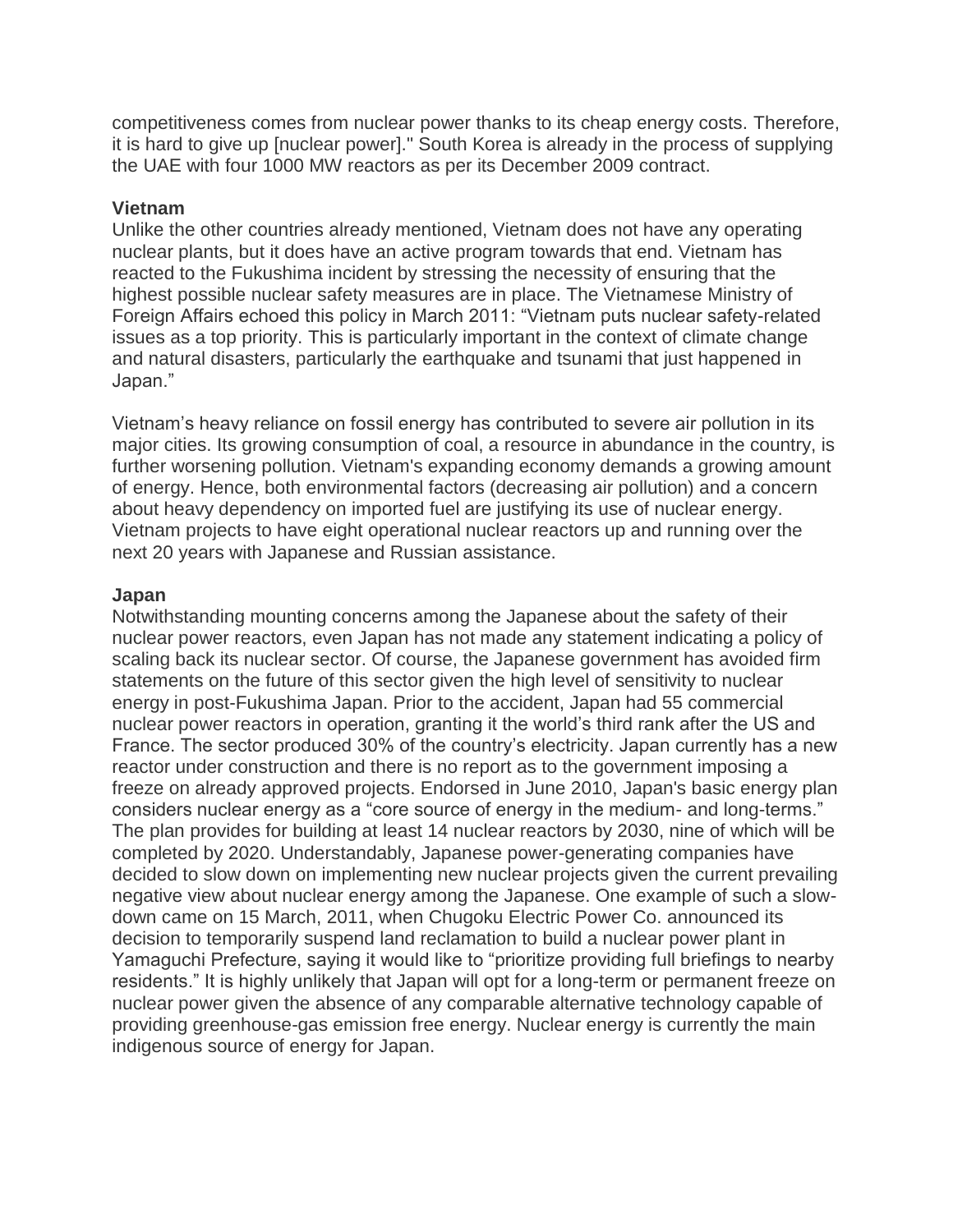competitiveness comes from nuclear power thanks to its cheap energy costs. Therefore, it is hard to give up [nuclear power]." South Korea is already in the process of supplying the UAE with four 1000 MW reactors as per its December 2009 contract.

**Vietnam**

Unlike the other countries already mentioned, Vietnam does not have any operating nuclear plants, but it does have an active program towards that end. Vietnam has reacted to the Fukushima incident by stressing the necessity of ensuring that the highest possible nuclear safety measures are in place. The Vietnamese Ministry of Foreign Affairs echoed this policy in March 2011: "Vietnam puts nuclear safety-related issues as a top priority. This is particularly important in the context of climate change and natural disasters, particularly the earthquake and tsunami that just happened in Japan."

Vietnam's heavy reliance on fossil energy has contributed to severe air pollution in its major cities. Its growing consumption of coal, a resource in abundance in the country, is further worsening pollution. Vietnam's expanding economy demands a growing amount of energy. Hence, both environmental factors (decreasing air pollution) and a concern about heavy dependency on imported fuel are justifying its use of nuclear energy. Vietnam projects to have eight operational nuclear reactors up and running over the next 20 years with Japanese and Russian assistance.

**Japan**

Notwithstanding mounting concerns among the Japanese about the safety of their nuclear power reactors, even Japan has not made any statement indicating a policy of scaling back its nuclear sector. Of course, the Japanese government has avoided firm statements on the future of this sector given the high level of sensitivity to nuclear energy in post-Fukushima Japan. Prior to the accident, Japan had 55 commercial nuclear power reactors in operation, granting it the world's third rank after the US and France. The sector produced 30% of the country's electricity. Japan currently has a new reactor under construction and there is no report as to the government imposing a freeze on already approved projects. Endorsed in June 2010, Japan's basic energy plan considers nuclear energy as a "core source of energy in the medium- and long-terms." The plan provides for building at least 14 nuclear reactors by 2030, nine of which will be completed by 2020. Understandably, Japanese power-generating companies have decided to slow down on implementing new nuclear projects given the current prevailing negative view about nuclear energy among the Japanese. One example of such a slow-down came on 15 March, 2011, when Chugoku Electric Power Co. announced its decision to temporarily suspend land reclamation to build a nuclear power plant in Yamaguchi Prefecture, saying it would like to "prioritize providing full briefings to nearby residents." It is highly unlikely that Japan will opt for a long-term or permanent freeze on nuclear power given the absence of any comparable alternative technology capable of providing greenhouse-gas emission free energy. Nuclear energy is currently the main indigenous source of energy for Japan.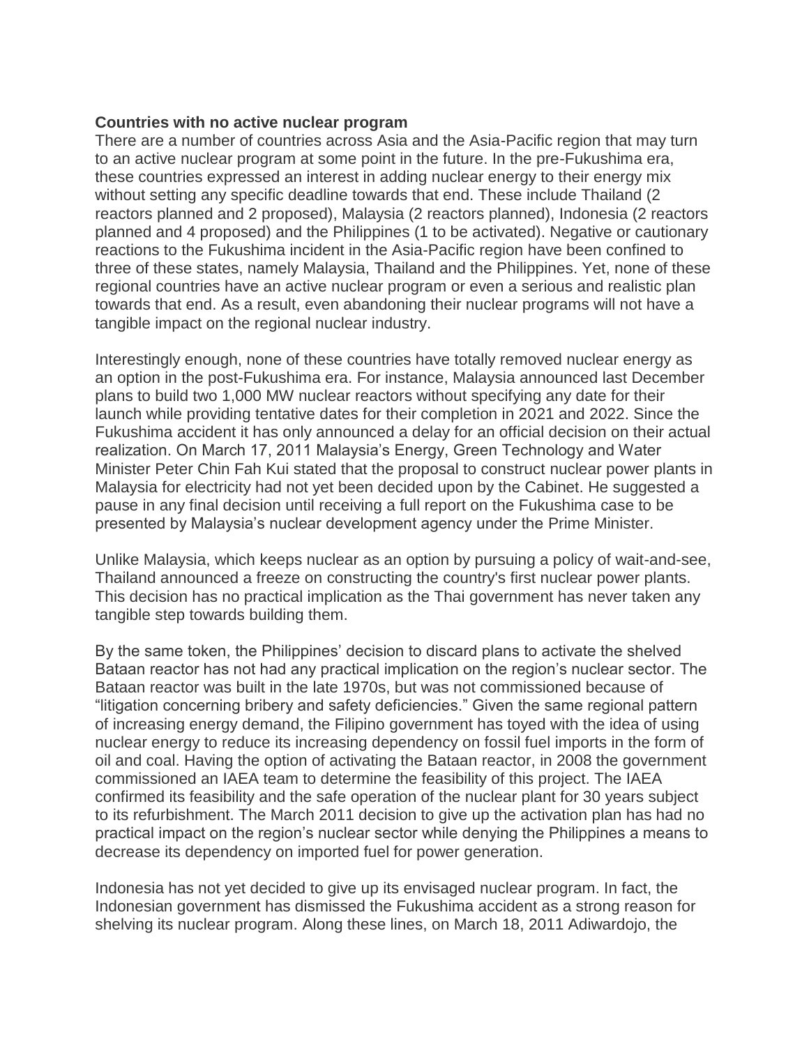**Countries with no active nuclear program**

There are a number of countries across Asia and the Asia-Pacific region that may turn to an active nuclear program at some point in the future. In the pre-Fukushima era, these countries expressed an interest in adding nuclear energy to their energy mix without setting any specific deadline towards that end. These include Thailand (2 reactors planned and 2 proposed), Malaysia (2 reactors planned), Indonesia (2 reactors planned and 4 proposed) and the Philippines (1 to be activated). Negative or cautionary reactions to the Fukushima incident in the Asia-Pacific region have been confined to three of these states, namely Malaysia, Thailand and the Philippines. Yet, none of these regional countries have an active nuclear program or even a serious and realistic plan towards that end. As a result, even abandoning their nuclear programs will not have a tangible impact on the regional nuclear industry.

Interestingly enough, none of these countries have totally removed nuclear energy as an option in the post-Fukushima era. For instance, Malaysia announced last December plans to build two 1,000 MW nuclear reactors without specifying any date for their launch while providing tentative dates for their completion in 2021 and 2022. Since the Fukushima accident it has only announced a delay for an official decision on their actual realization. On March 17, 2011 Malaysia's Energy, Green Technology and Water Minister Peter Chin Fah Kui stated that the proposal to construct nuclear power plants in Malaysia for electricity had not yet been decided upon by the Cabinet. He suggested a pause in any final decision until receiving a full report on the Fukushima case to be presented by Malaysia's nuclear development agency under the Prime Minister.

Unlike Malaysia, which keeps nuclear as an option by pursuing a policy of wait-and-see, Thailand announced a freeze on constructing the country's first nuclear power plants. This decision has no practical implication as the Thai government has never taken any tangible step towards building them.

By the same token, the Philippines' decision to discard plans to activate the shelved Bataan reactor has not had any practical implication on the region's nuclear sector. The Bataan reactor was built in the late 1970s, but was not commissioned because of "litigation concerning bribery and safety deficiencies." Given the same regional pattern of increasing energy demand, the Filipino government has toyed with the idea of using nuclear energy to reduce its increasing dependency on fossil fuel imports in the form of oil and coal. Having the option of activating the Bataan reactor, in 2008 the government commissioned an IAEA team to determine the feasibility of this project. The IAEA confirmed its feasibility and the safe operation of the nuclear plant for 30 years subject to its refurbishment. The March 2011 decision to give up the activation plan has had no practical impact on the region's nuclear sector while denying the Philippines a means to decrease its dependency on imported fuel for power generation.

Indonesia has not yet decided to give up its envisaged nuclear program. In fact, the Indonesian government has dismissed the Fukushima accident as a strong reason for shelving its nuclear program. Along these lines, on March 18, 2011 Adiwardojo, the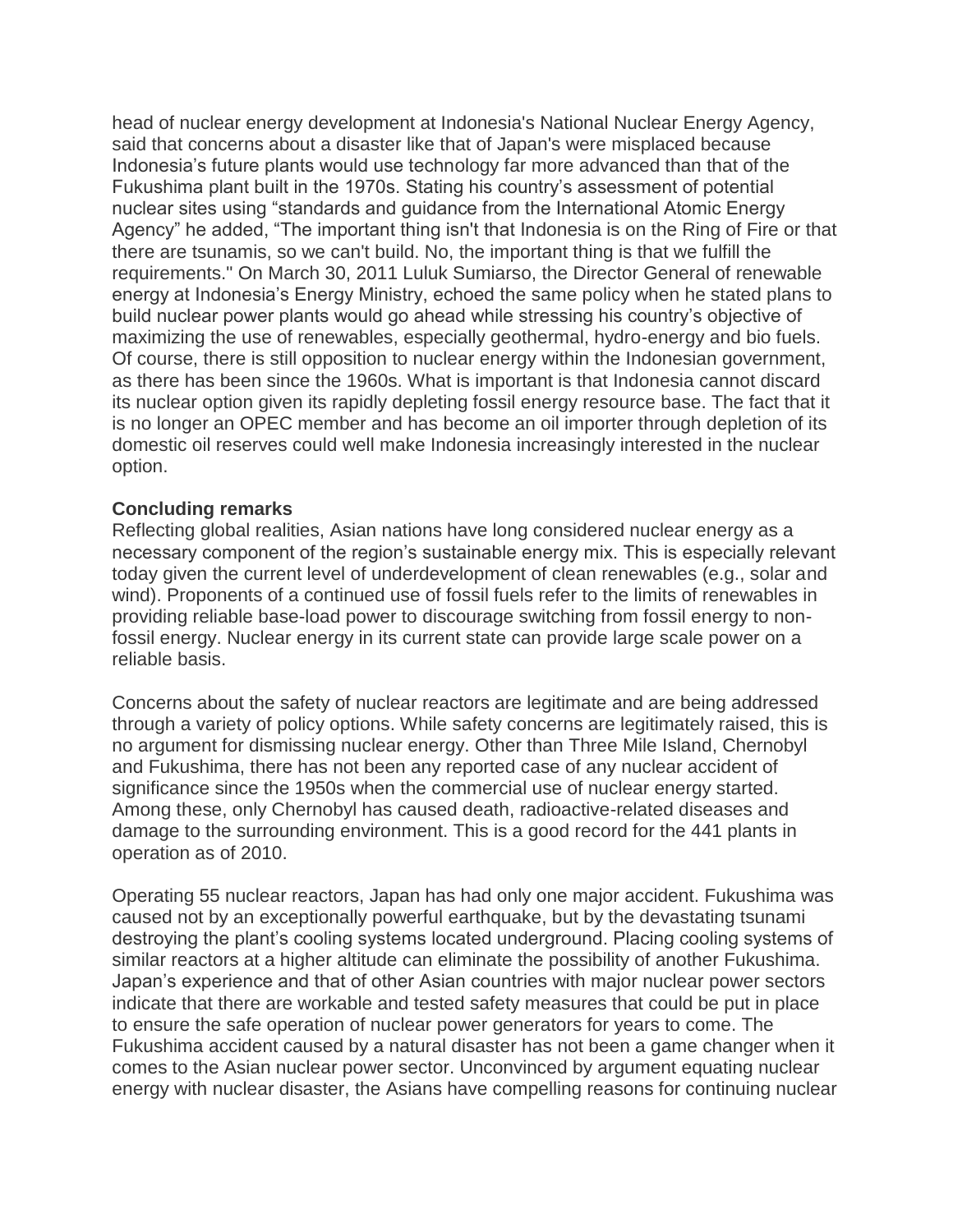head of nuclear energy development at Indonesia's National Nuclear Energy Agency, said that concerns about a disaster like that of Japan's were misplaced because Indonesia's future plants would use technology far more advanced than that of the Fukushima plant built in the 1970s. Stating his country's assessment of potential nuclear sites using "standards and guidance from the International Atomic Energy Agency" he added, "The important thing isn't that Indonesia is on the Ring of Fire or that there are tsunamis, so we can't build. No, the important thing is that we fulfill the requirements." On March 30, 2011 Luluk Sumiarso, the Director General of renewable energy at Indonesia's Energy Ministry, echoed the same policy when he stated plans to build nuclear power plants would go ahead while stressing his country's objective of maximizing the use of renewables, especially geothermal, hydro-energy and bio fuels. Of course, there is still opposition to nuclear energy within the Indonesian government, as there has been since the 1960s. What is important is that Indonesia cannot discard its nuclear option given its rapidly depleting fossil energy resource base. The fact that it is no longer an OPEC member and has become an oil importer through depletion of its domestic oil reserves could well make Indonesia increasingly interested in the nuclear option.

**Concluding remarks**

Reflecting global realities, Asian nations have long considered nuclear energy as a necessary component of the region's sustainable energy mix. This is especially relevant today given the current level of underdevelopment of clean renewables (e.g., solar and wind). Proponents of a continued use of fossil fuels refer to the limits of renewables in providing reliable base-load power to discourage switching from fossil energy to non-fossil energy. Nuclear energy in its current state can provide large scale power on a reliable basis.

Concerns about the safety of nuclear reactors are legitimate and are being addressed through a variety of policy options. While safety concerns are legitimately raised, this is no argument for dismissing nuclear energy. Other than Three Mile Island, Chernobyl and Fukushima, there has not been any reported case of any nuclear accident of significance since the 1950s when the commercial use of nuclear energy started. Among these, only Chernobyl has caused death, radioactive-related diseases and damage to the surrounding environment. This is a good record for the 441 plants in operation as of 2010.

Operating 55 nuclear reactors, Japan has had only one major accident. Fukushima was caused not by an exceptionally powerful earthquake, but by the devastating tsunami destroying the plant's cooling systems located underground. Placing cooling systems of similar reactors at a higher altitude can eliminate the possibility of another Fukushima. Japan's experience and that of other Asian countries with major nuclear power sectors indicate that there are workable and tested safety measures that could be put in place to ensure the safe operation of nuclear power generators for years to come. The Fukushima accident caused by a natural disaster has not been a game changer when it comes to the Asian nuclear power sector. Unconvinced by argument equating nuclear energy with nuclear disaster, the Asians have compelling reasons for continuing nuclear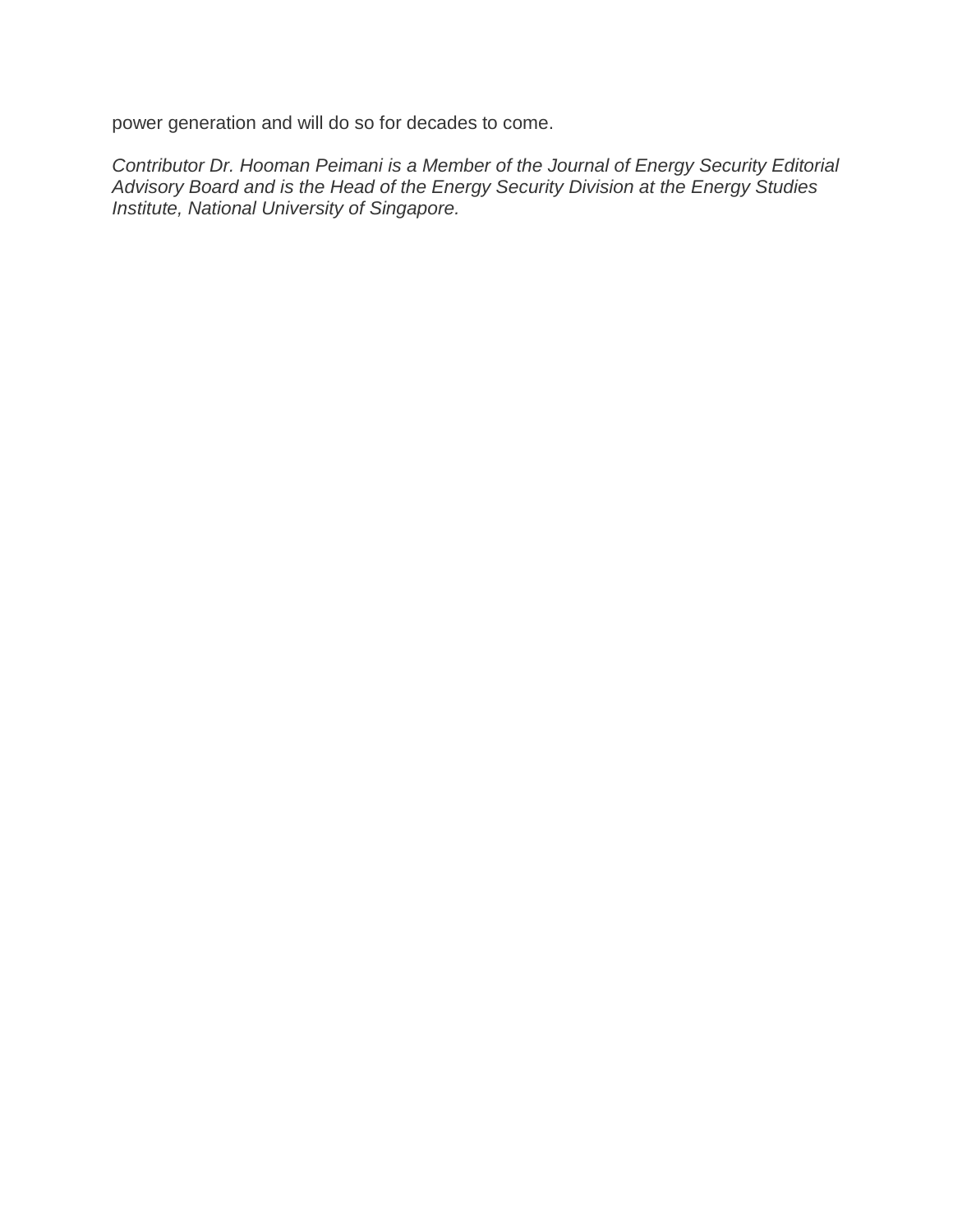power generation and will do so for decades to come.

*Contributor Dr. Hooman Peimani is a Member of the Journal of Energy Security Editorial Advisory Board and is the Head of the Energy Security Division at the Energy Studies Institute, National University of Singapore.*